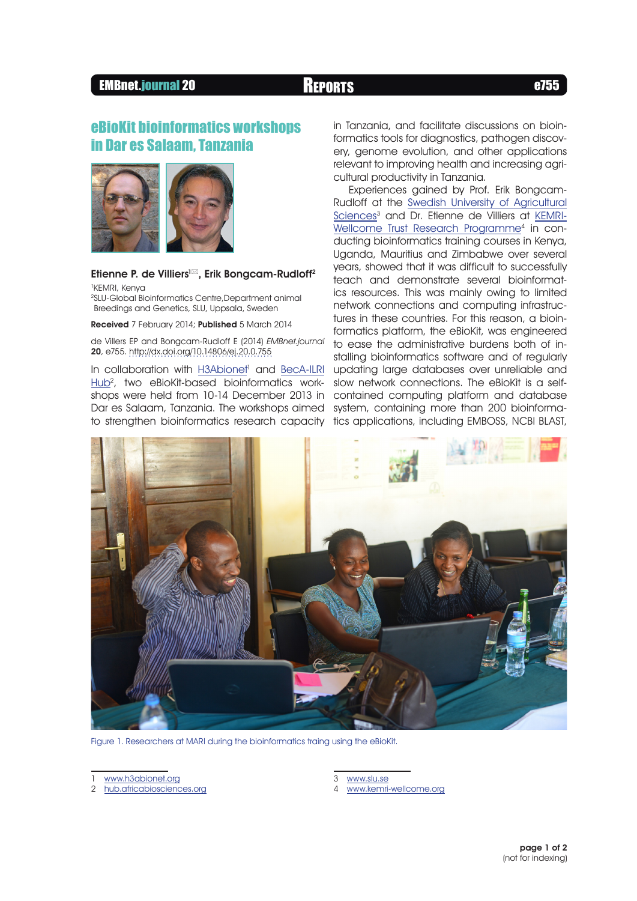# eBioKit bioinformatics workshops in Dar es Salaam, Tanzania

**Etienne P. de Villiers**[1]✉, **Erik Bongcam-Rudloff**[2]

[1]KEMRI, Kenya
[2]SLU-Global Bioinformatics Centre,Department animal Breedings and Genetics, SLU, Uppsala, Sweden

**Received** 7 February 2014; **Published** 5 March 2014

de Villers EP and Bongcam-Rudloff E (2014) *EMBnet.journal* **20**, e755. http://dx.doi.org/10.14806/ej.20.0.755

In collaboration with H3Abionet[1] and BecA-ILRI Hub[2], two eBioKit-based bioinformatics workshops were held from 10-14 December 2013 in Dar es Salaam, Tanzania. The workshops aimed to strengthen bioinformatics research capacity in Tanzania, and facilitate discussions on bioinformatics tools for diagnostics, pathogen discovery, genome evolution, and other applications relevant to improving health and increasing agricultural productivity in Tanzania.

Experiences gained by Prof. Erik Bongcam-Rudloff at the Swedish University of Agricultural Sciences[3] and Dr. Etienne de Villiers at KEMRI-Wellcome Trust Research Programme[4] in conducting bioinformatics training courses in Kenya, Uganda, Mauritius and Zimbabwe over several years, showed that it was difficult to successfully teach and demonstrate several bioinformatics resources. This was mainly owing to limited network connections and computing infrastructures in these countries. For this reason, a bioinformatics platform, the eBioKit, was engineered to ease the administrative burdens both of installing bioinformatics software and of regularly updating large databases over unreliable and slow network connections. The eBioKit is a self-contained computing platform and database system, containing more than 200 bioinformatics applications, including EMBOSS, NCBI BLAST,

Figure 1. Researchers at MARI during the bioinformatics traing using the eBioKit.

---

1 www.h3abionet.org
2 hub.africabiosciences.org
3 www.slu.se
4 www.kemri-wellcome.org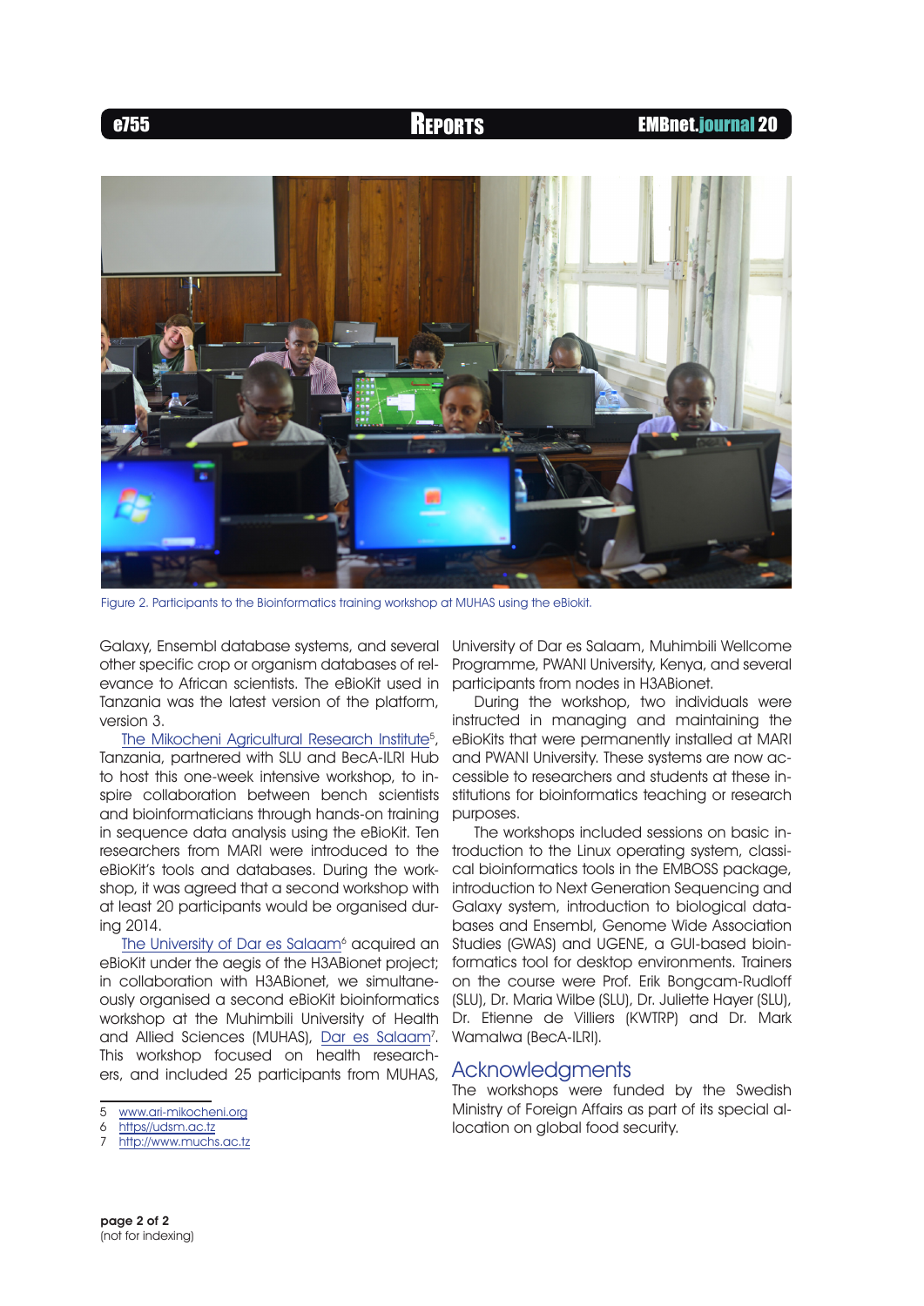Figure 2. Participants to the Bioinformatics training workshop at MUHAS using the eBiokit.

Galaxy, Ensembl database systems, and several other specific crop or organism databases of relevance to African scientists. The eBioKit used in Tanzania was the latest version of the platform, version 3.

The Mikocheni Agricultural Research Institute[5], Tanzania, partnered with SLU and BecA-ILRI Hub to host this one-week intensive workshop, to inspire collaboration between bench scientists and bioinformaticians through hands-on training in sequence data analysis using the eBioKit. Ten researchers from MARI were introduced to the eBioKit's tools and databases. During the workshop, it was agreed that a second workshop with at least 20 participants would be organised during 2014.

The University of Dar es Salaam[6] acquired an eBioKit under the aegis of the H3ABionet project; in collaboration with H3ABionet, we simultaneously organised a second eBioKit bioinformatics workshop at the Muhimbili University of Health and Allied Sciences (MUHAS), Dar es Salaam[7]. This workshop focused on health researchers, and included 25 participants from MUHAS, University of Dar es Salaam, Muhimbili Wellcome Programme, PWANI University, Kenya, and several participants from nodes in H3ABionet.

During the workshop, two individuals were instructed in managing and maintaining the eBioKits that were permanently installed at MARI and PWANI University. These systems are now accessible to researchers and students at these institutions for bioinformatics teaching or research purposes.

The workshops included sessions on basic introduction to the Linux operating system, classical bioinformatics tools in the EMBOSS package, introduction to Next Generation Sequencing and Galaxy system, introduction to biological databases and Ensembl, Genome Wide Association Studies (GWAS) and UGENE, a GUI-based bioinformatics tool for desktop environments. Trainers on the course were Prof. Erik Bongcam-Rudloff (SLU), Dr. Maria Wilbe (SLU), Dr. Juliette Hayer (SLU), Dr. Etienne de Villiers (KWTRP) and Dr. Mark Wamalwa (BecA-ILRI).

## Acknowledgments

The workshops were funded by the Swedish Ministry of Foreign Affairs as part of its special allocation on global food security.

5 www.ari-mikocheni.org
6 https//udsm.ac.tz
7 http://www.muchs.ac.tz